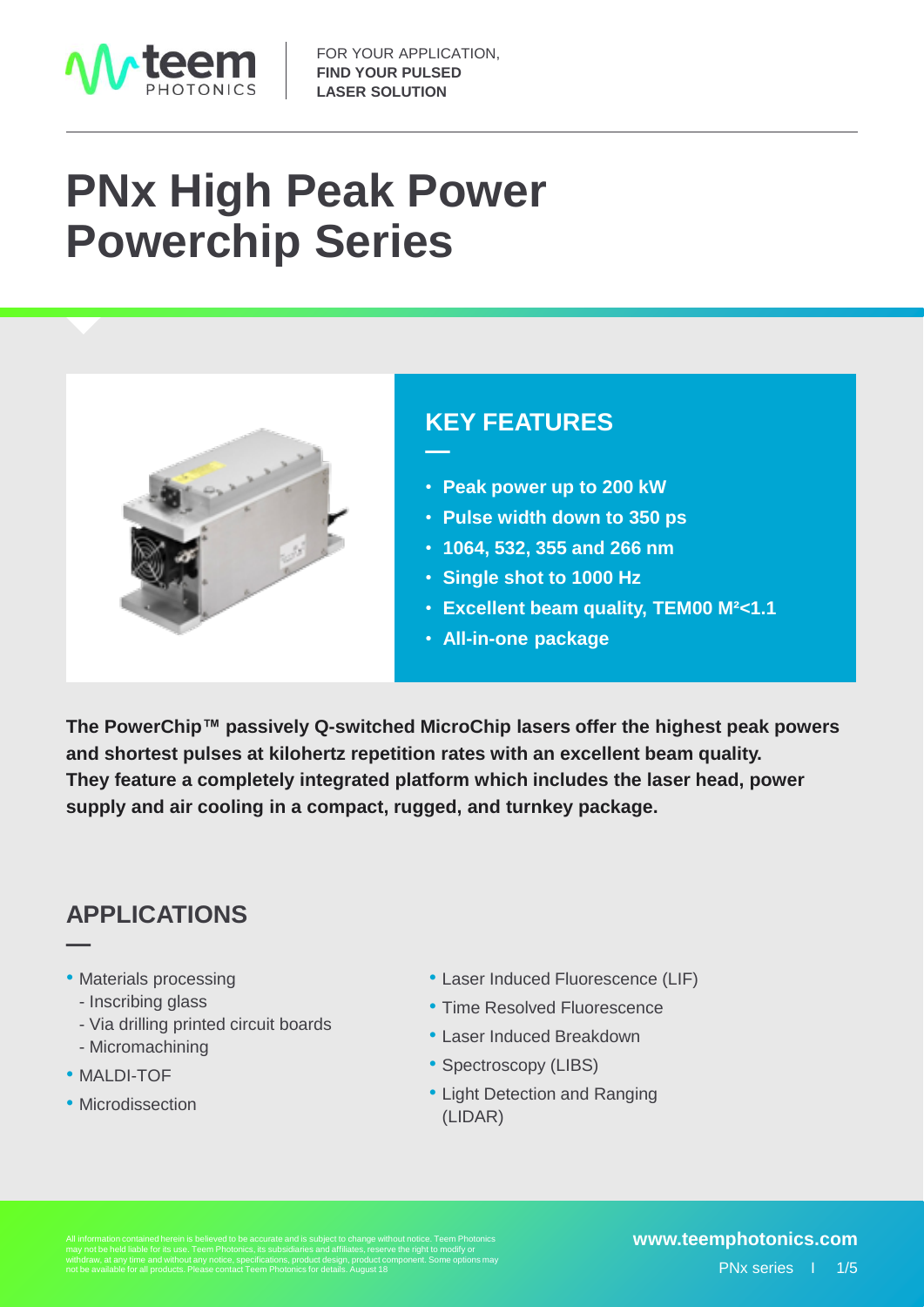FOR YOUR APPLICATION, **FIND YOUR PULSED LASER SOLUTION**

# PNx High Peak Power Powerchip Series

## KEY FEATURES

- **Peak power up to 200 kW**
- **Pulse width down to 350 ps**
- **1064, 532, 355 and 266 nm**
- **Single shot to 1000 Hz**
- **Excellent beam quality, TEM00 $M^2$<1.1**
- **All-in-one package**

**The PowerChip™ passively Q-switched MicroChip lasers offer the highest peak powers and shortest pulses at kilohertz repetition rates with an excellent beam quality. They feature a completely integrated platform which includes the laser head, power supply and air cooling in a compact, rugged, and turnkey package.**

## APPLICATIONS

- Materials processing
  - Inscribing glass
  - Via drilling printed circuit boards
  - Micromachining
- MALDI-TOF
- Microdissection
- Laser Induced Fluorescence (LIF)
- Time Resolved Fluorescence
- Laser Induced Breakdown
- Spectroscopy (LIBS)
- Light Detection and Ranging (LIDAR)

All information contained herein is believed to be accurate and is subject to change without notice. Teem Photonics may not be held liable for its use. Teem Photonics, its subsidiaries and affiliates, reserve the right to modify or withdraw, at any time and without any notice, specifications, product design, product component. Some options may not be available for all products. Please contact Teem Photonics for details. August 18

www.teemphotonics.com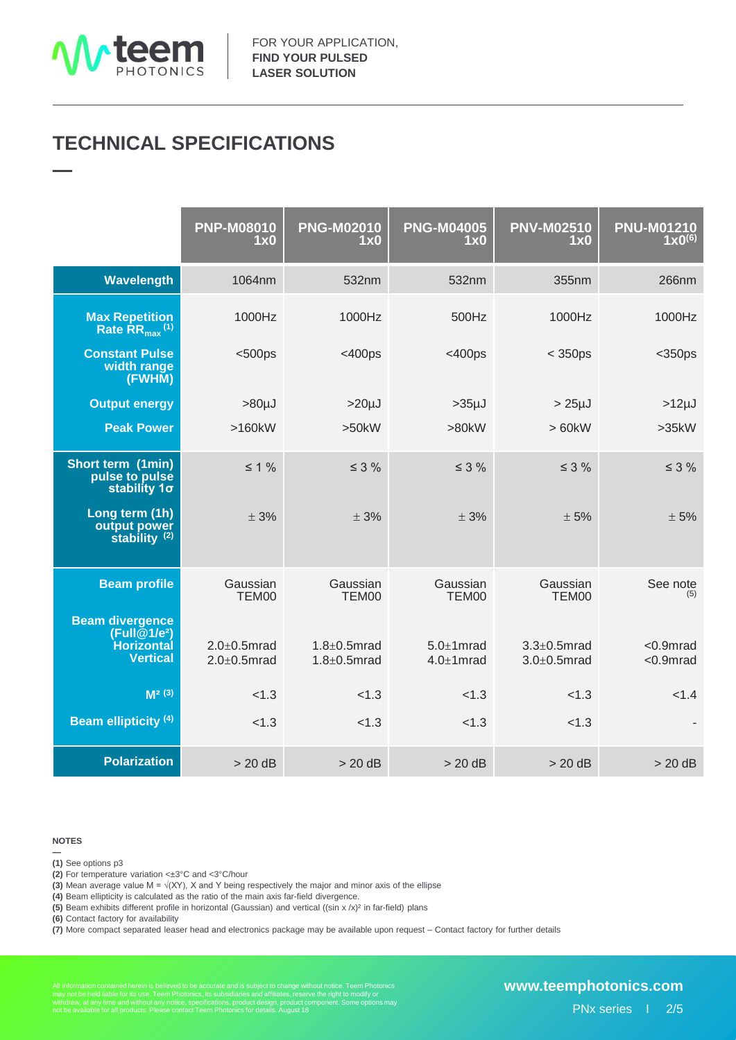# TECHNICAL SPECIFICATIONS

| | PNP-M08010 1x0 | PNG-M02010 1x0 | PNG-M04005 1x0 | PNV-M02510 1x0 | PNU-M01210 1x0 (6) |
|---|---|---|---|---|---|
| **Wavelength** | 1064nm | 532nm | 532nm | 355nm | 266nm |
| **Max Repetition Rate $RR_{max}$ (1)** | 1000Hz | 1000Hz | 500Hz | 1000Hz | 1000Hz |
| **Constant Pulse width range (FWHM)** | <500ps | <400ps | <400ps | < 350ps | <350ps |
| **Output energy** | >80µJ | >20µJ | >35µJ | > 25µJ | >12µJ |
| **Peak Power** | >160kW | >50kW | >80kW | > 60kW | >35kW |
| **Short term (1min) pulse to pulse stability 1σ** | ≤ 1 % | ≤ 3 % | ≤ 3 % | ≤ 3 % | ≤ 3 % |
| **Long term (1h) output power stability (2)** | ± 3% | ± 3% | ± 3% | ± 5% | ± 5% |
| **Beam profile** | Gaussian TEM00 | Gaussian TEM00 | Gaussian TEM00 | Gaussian TEM00 | See note (5) |
| **Beam divergence (Full@1/e²) Horizontal** | 2.0±0.5mrad | 1.8±0.5mrad | 5.0±1mrad | 3.3±0.5mrad | <0.9mrad |
| **Vertical** | 2.0±0.5mrad | 1.8±0.5mrad | 4.0±1mrad | 3.0±0.5mrad | <0.9mrad |
| **$M^2$ (3)** | <1.3 | <1.3 | <1.3 | <1.3 | <1.4 |
| **Beam ellipticity (4)** | <1.3 | <1.3 | <1.3 | <1.3 | - |
| **Polarization** | > 20 dB | > 20 dB | > 20 dB | > 20 dB | > 20 dB |

**NOTES**

**(1)** See options p3
**(2)** For temperature variation <±3°C and <3°C/hour
**(3)** Mean average value $M = \sqrt{(XY)}$, X and Y being respectively the major and minor axis of the ellipse
**(4)** Beam ellipticity is calculated as the ratio of the main axis far-field divergence.
**(5)** Beam exhibits different profile in horizontal (Gaussian) and vertical ($(\sin x/x)^2$ in far-field) plans
**(6)** Contact factory for availability
**(7)** More compact separated leaser head and electronics package may be available upon request – Contact factory for further details

All information contained herein is believed to be accurate and is subject to change without notice. Teem Photonics may not be held liable for its use. Teem Photonics, its subsidiaries and affiliates, reserve the right to modify or withdraw, at any time and without any notice, specifications, product design, product component. Some options may not be available for all products. Please contact Teem Photonics for details. August 18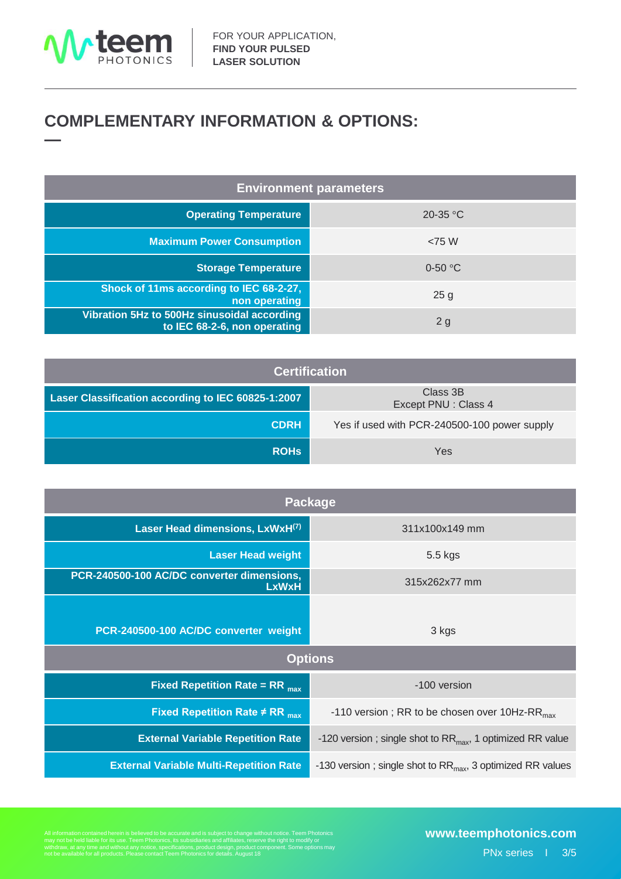## COMPLEMENTARY INFORMATION & OPTIONS:

| Environment parameters | |
|---|---|
| **Operating Temperature** | 20-35 °C |
| **Maximum Power Consumption** | <75 W |
| **Storage Temperature** | 0-50 °C |
| **Shock of 11ms according to IEC 68-2-27, non operating** | 25 g |
| **Vibration 5Hz to 500Hz sinusoidal according to IEC 68-2-6, non operating** | 2 g |

| Certification | |
|---|---|
| **Laser Classification according to IEC 60825-1:2007** | Class 3B<br>Except PNU : Class 4 |
| **CDRH** | Yes if used with PCR-240500-100 power supply |
| **ROHs** | Yes |

| Package | |
|---|---|
| **Laser Head dimensions, LxWxH[7]** | 311x100x149 mm |
| **Laser Head weight** | 5.5 kgs |
| **PCR-240500-100 AC/DC converter dimensions, LxWxH** | 315x262x77 mm |
| **PCR-240500-100 AC/DC converter weight** | 3 kgs |

| Options | |
|---|---|
| **Fixed Repetition Rate = $RR_{max}$** | -100 version |
| **Fixed Repetition Rate ≠ $RR_{max}$** | -110 version ; RR to be chosen over 10Hz-$RR_{max}$ |
| **External Variable Repetition Rate** | -120 version ; single shot to $RR_{max}$, 1 optimized RR value |
| **External Variable Multi-Repetition Rate** | -130 version ; single shot to $RR_{max}$, 3 optimized RR values |

All information contained herein is believed to be accurate and is subject to change without notice. Teem Photonics may not be held liable for its use. Teem Photonics, its subsidiaries and affiliates, reserve the right to modify or withdraw, at any time and without any notice, specifications, product design, product component. Some options may not be available for all products. Please contact Teem Photonics for details. August 18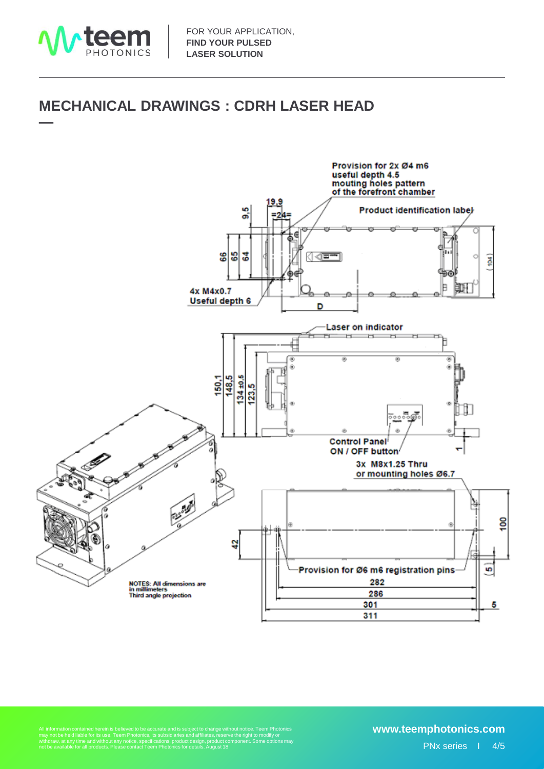# MECHANICAL DRAWINGS : CDRH LASER HEAD

Provision for 2x Ø4 m6 useful depth 4.5 mouting holes pattern of the forefront chamber

Product identification label

4x M4x0.7 Useful depth 6

Laser on indicator

Control Panel ON / OFF button

3x M8x1.25 Thru or mounting holes Ø6.7

Provision for Ø6 m6 registration pins

NOTES: All dimensions are in millimeters
Third angle projection

All information contained herein is believed to be accurate and is subject to change without notice. Teem Photonics may not be held liable for its use. Teem Photonics, its subsidiaries and affiliates, reserve the right to modify or withdraw, at any time and without any notice, specifications, product design, product component. Some options may not be available for all products. Please contact Teem Photonics for details. August 18

www.teemphotonics.com

PNx series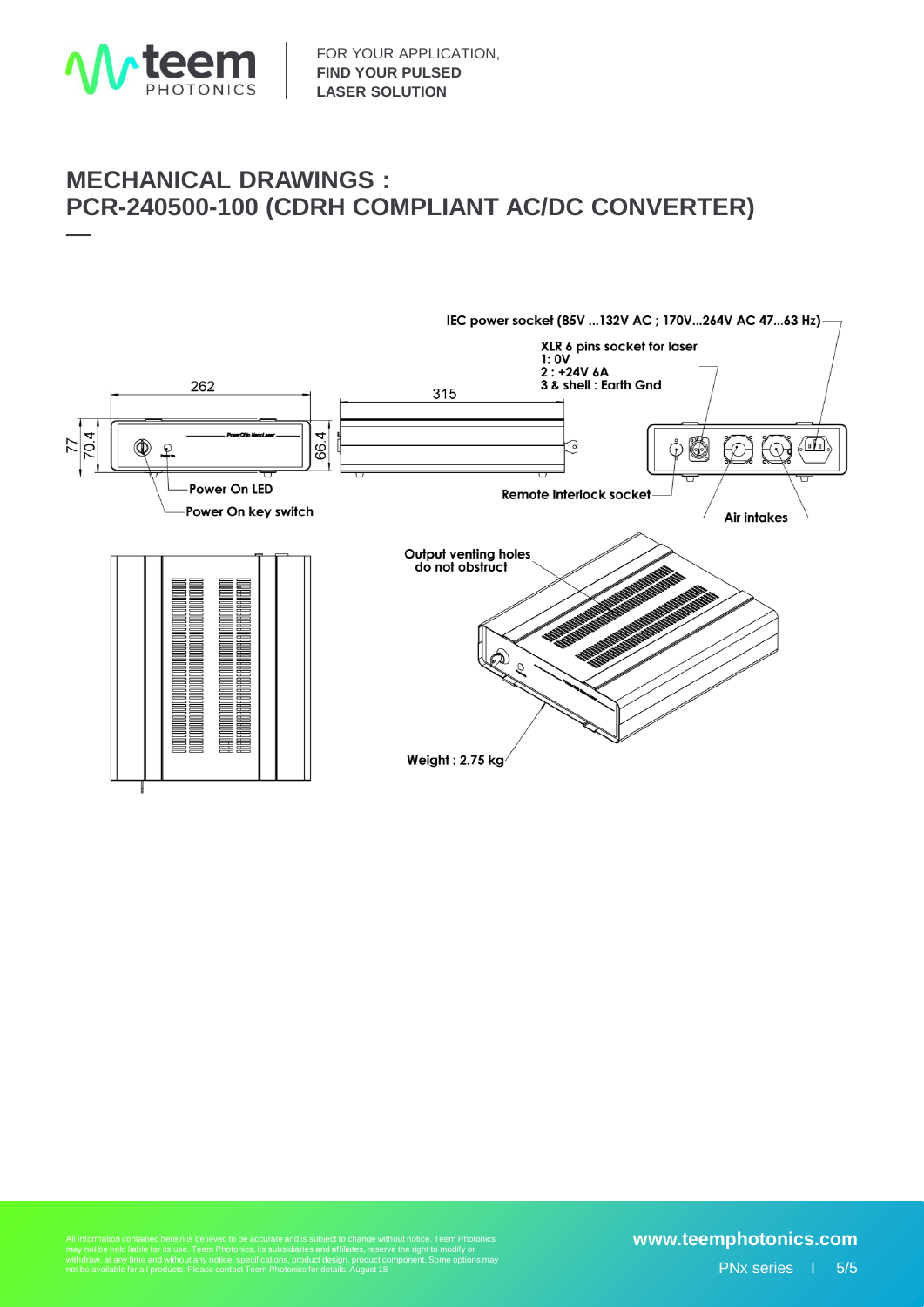# MECHANICAL DRAWINGS : PCR-240500-100 (CDRH COMPLIANT AC/DC CONVERTER)

IEC power socket (85V ...132V AC ; 170V...264V AC 47...63 Hz)

XLR 6 pins socket for laser
1: 0V
2 : +24V 6A
3 & shell : Earth Gnd

262

315

77

70.4

66.4

Power On LED

Power On key switch

Remote Interlock socket

Air intakes

Output venting holes do not obstruct

Weight : 2.75 kg

All information contained herein is believed to be accurate and is subject to change without notice. Teem Photonics may not be held liable for its use. Teem Photonics, its subsidiaries and affiliates, reserve the right to modify or withdraw, at any time and without any notice, specifications, product design, product component. Some options may not be available for all products. Please contact Teem Photonics for details. August 18